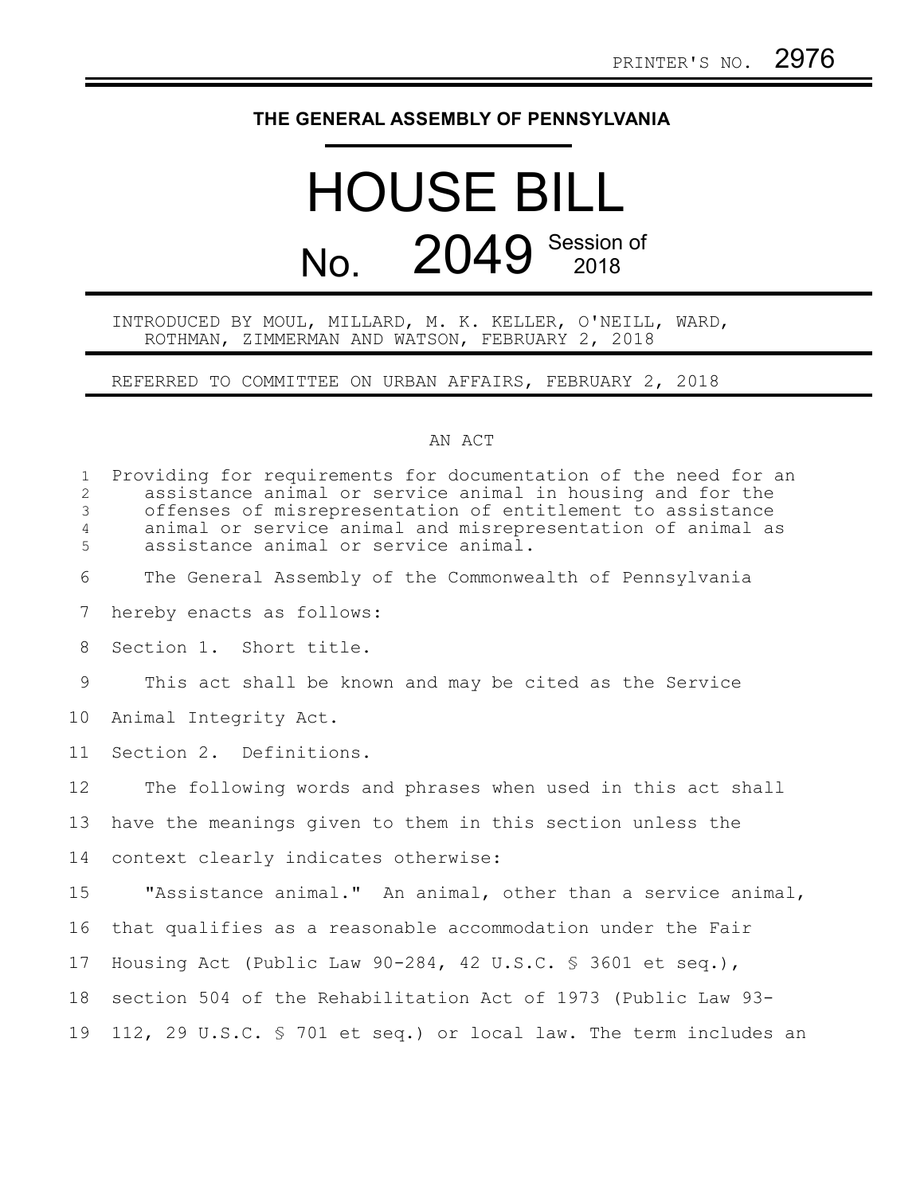PRINTER'S NO. 2976

# THE GENERAL ASSEMBLY OF PENNSYLVANIA

# HOUSE BILL

# No. 2049 Session of 2018

INTRODUCED BY MOUL, MILLARD, M. K. KELLER, O'NEILL, WARD, ROTHMAN, ZIMMERMAN AND WATSON, FEBRUARY 2, 2018

REFERRED TO COMMITTEE ON URBAN AFFAIRS, FEBRUARY 2, 2018

AN ACT

Providing for requirements for documentation of the need for an assistance animal or service animal in housing and for the offenses of misrepresentation of entitlement to assistance animal or service animal and misrepresentation of animal as assistance animal or service animal.

The General Assembly of the Commonwealth of Pennsylvania hereby enacts as follows:

Section 1. Short title.

This act shall be known and may be cited as the Service Animal Integrity Act.

Section 2. Definitions.

The following words and phrases when used in this act shall have the meanings given to them in this section unless the context clearly indicates otherwise:

"Assistance animal." An animal, other than a service animal, that qualifies as a reasonable accommodation under the Fair Housing Act (Public Law 90-284, 42 U.S.C. § 3601 et seq.), section 504 of the Rehabilitation Act of 1973 (Public Law 93-112, 29 U.S.C. § 701 et seq.) or local law. The term includes an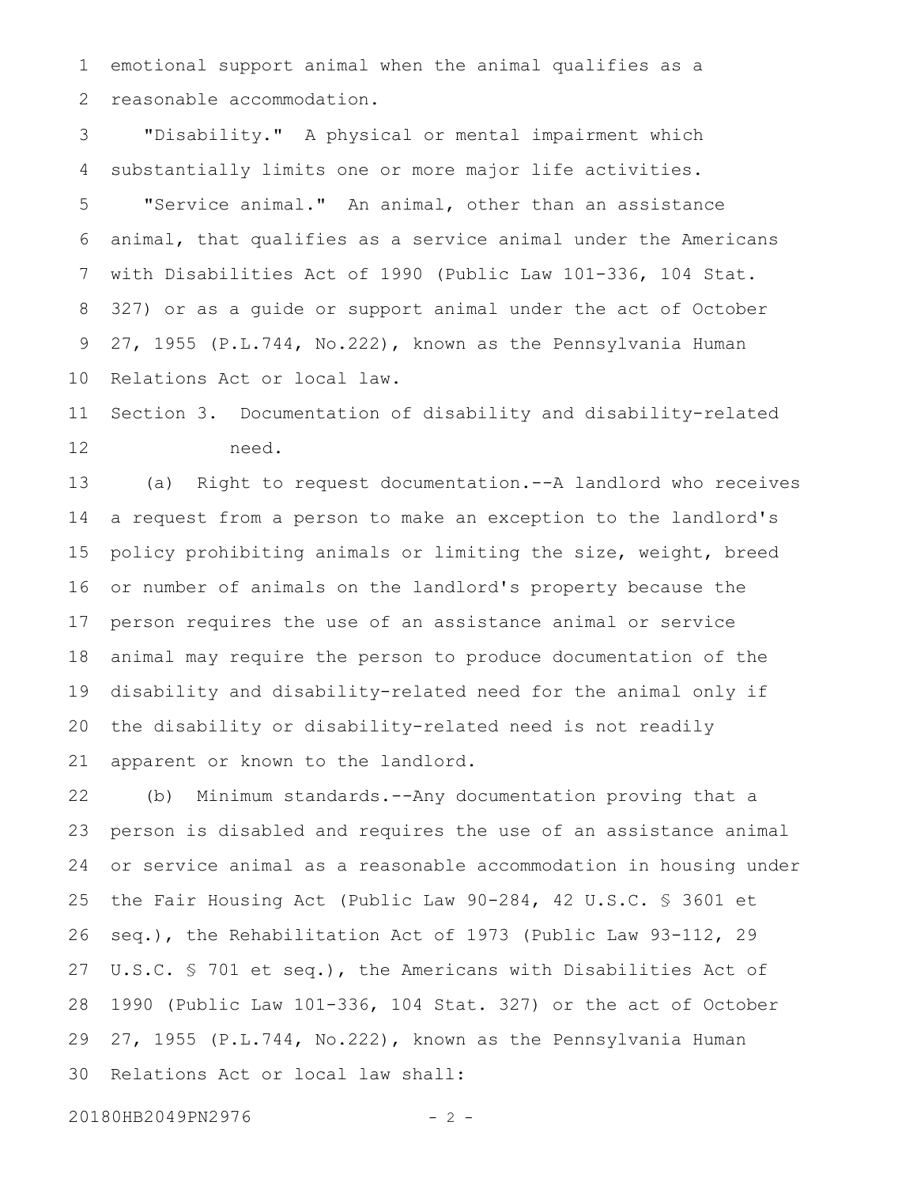emotional support animal when the animal qualifies as a reasonable accommodation.

"Disability." A physical or mental impairment which substantially limits one or more major life activities.

"Service animal." An animal, other than an assistance animal, that qualifies as a service animal under the Americans with Disabilities Act of 1990 (Public Law 101-336, 104 Stat. 327) or as a guide or support animal under the act of October 27, 1955 (P.L.744, No.222), known as the Pennsylvania Human Relations Act or local law.

Section 3. Documentation of disability and disability-related need.

(a) Right to request documentation.--A landlord who receives a request from a person to make an exception to the landlord's policy prohibiting animals or limiting the size, weight, breed or number of animals on the landlord's property because the person requires the use of an assistance animal or service animal may require the person to produce documentation of the disability and disability-related need for the animal only if the disability or disability-related need is not readily apparent or known to the landlord.

(b) Minimum standards.--Any documentation proving that a person is disabled and requires the use of an assistance animal or service animal as a reasonable accommodation in housing under the Fair Housing Act (Public Law 90-284, 42 U.S.C. § 3601 et seq.), the Rehabilitation Act of 1973 (Public Law 93-112, 29 U.S.C. § 701 et seq.), the Americans with Disabilities Act of 1990 (Public Law 101-336, 104 Stat. 327) or the act of October 27, 1955 (P.L.744, No.222), known as the Pennsylvania Human Relations Act or local law shall: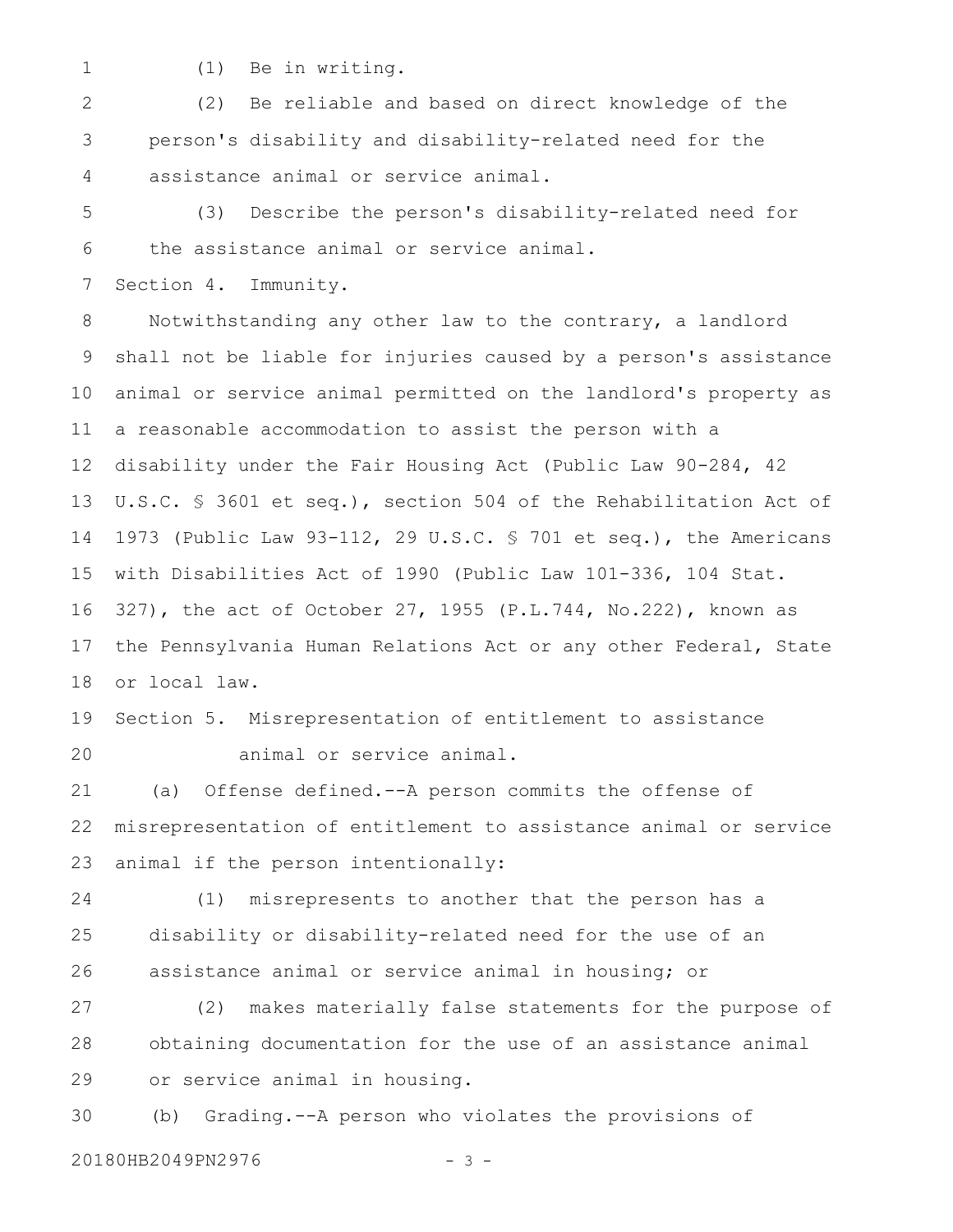(1) Be in writing.

(2) Be reliable and based on direct knowledge of the person's disability and disability-related need for the assistance animal or service animal.

(3) Describe the person's disability-related need for the assistance animal or service animal.

Section 4. Immunity.

Notwithstanding any other law to the contrary, a landlord shall not be liable for injuries caused by a person's assistance animal or service animal permitted on the landlord's property as a reasonable accommodation to assist the person with a disability under the Fair Housing Act (Public Law 90-284, 42 U.S.C. § 3601 et seq.), section 504 of the Rehabilitation Act of 1973 (Public Law 93-112, 29 U.S.C. § 701 et seq.), the Americans with Disabilities Act of 1990 (Public Law 101-336, 104 Stat. 327), the act of October 27, 1955 (P.L.744, No.222), known as the Pennsylvania Human Relations Act or any other Federal, State or local law.

Section 5. Misrepresentation of entitlement to assistance animal or service animal.

(a) Offense defined.--A person commits the offense of misrepresentation of entitlement to assistance animal or service animal if the person intentionally:

(1) misrepresents to another that the person has a disability or disability-related need for the use of an assistance animal or service animal in housing; or

(2) makes materially false statements for the purpose of obtaining documentation for the use of an assistance animal or service animal in housing.

(b) Grading.--A person who violates the provisions of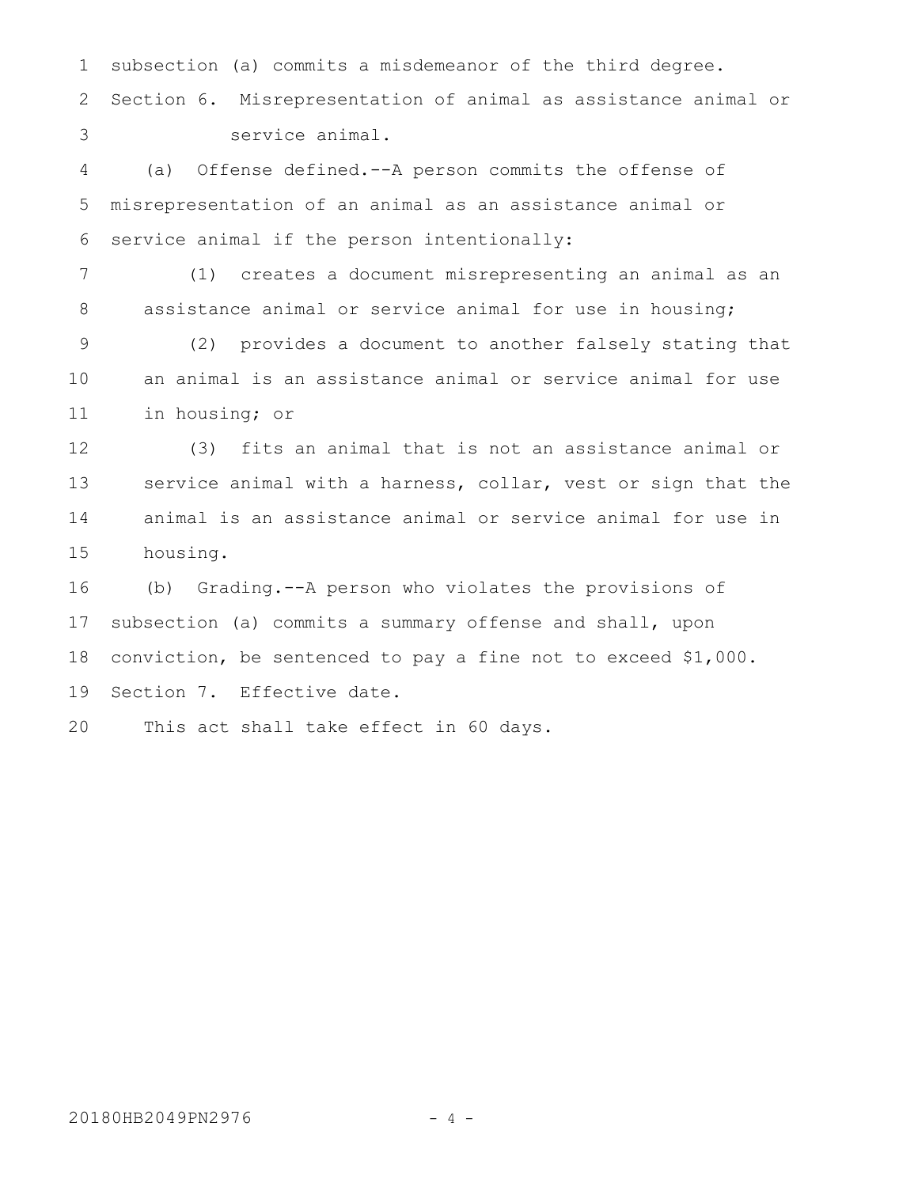subsection (a) commits a misdemeanor of the third degree.

Section 6. Misrepresentation of animal as assistance animal or service animal.

(a) Offense defined.--A person commits the offense of misrepresentation of an animal as an assistance animal or service animal if the person intentionally:

(1) creates a document misrepresenting an animal as an assistance animal or service animal for use in housing;

(2) provides a document to another falsely stating that an animal is an assistance animal or service animal for use in housing; or

(3) fits an animal that is not an assistance animal or service animal with a harness, collar, vest or sign that the animal is an assistance animal or service animal for use in housing.

(b) Grading.--A person who violates the provisions of subsection (a) commits a summary offense and shall, upon conviction, be sentenced to pay a fine not to exceed $1,000.

Section 7. Effective date.

This act shall take effect in 60 days.